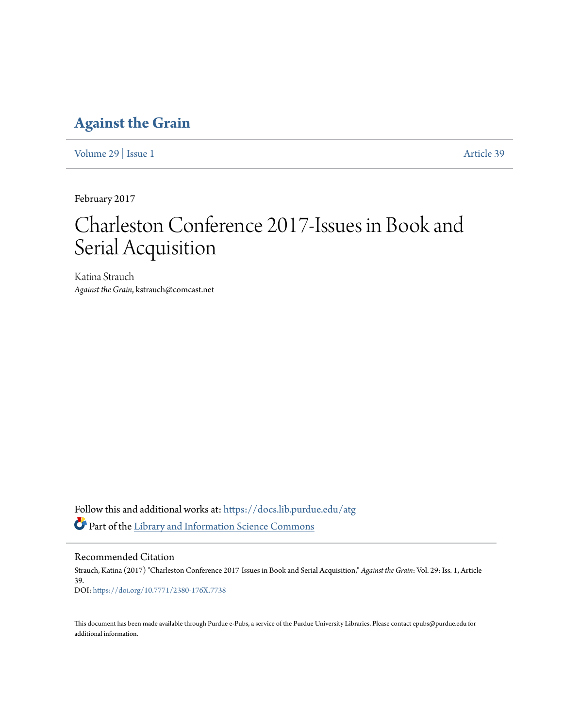# Against the Grain

Volume 29 | Issue 1 Article 39

February 2017

# Charleston Conference 2017-Issues in Book and Serial Acquisition

Katina Strauch
*Against the Grain*, kstrauch@comcast.net

Follow this and additional works at: https://docs.lib.purdue.edu/atg

Part of the Library and Information Science Commons

## Recommended Citation

Strauch, Katina (2017) "Charleston Conference 2017-Issues in Book and Serial Acquisition," *Against the Grain*: Vol. 29: Iss. 1, Article 39.
DOI: https://doi.org/10.7771/2380-176X.7738

This document has been made available through Purdue e-Pubs, a service of the Purdue University Libraries. Please contact epubs@purdue.edu for additional information.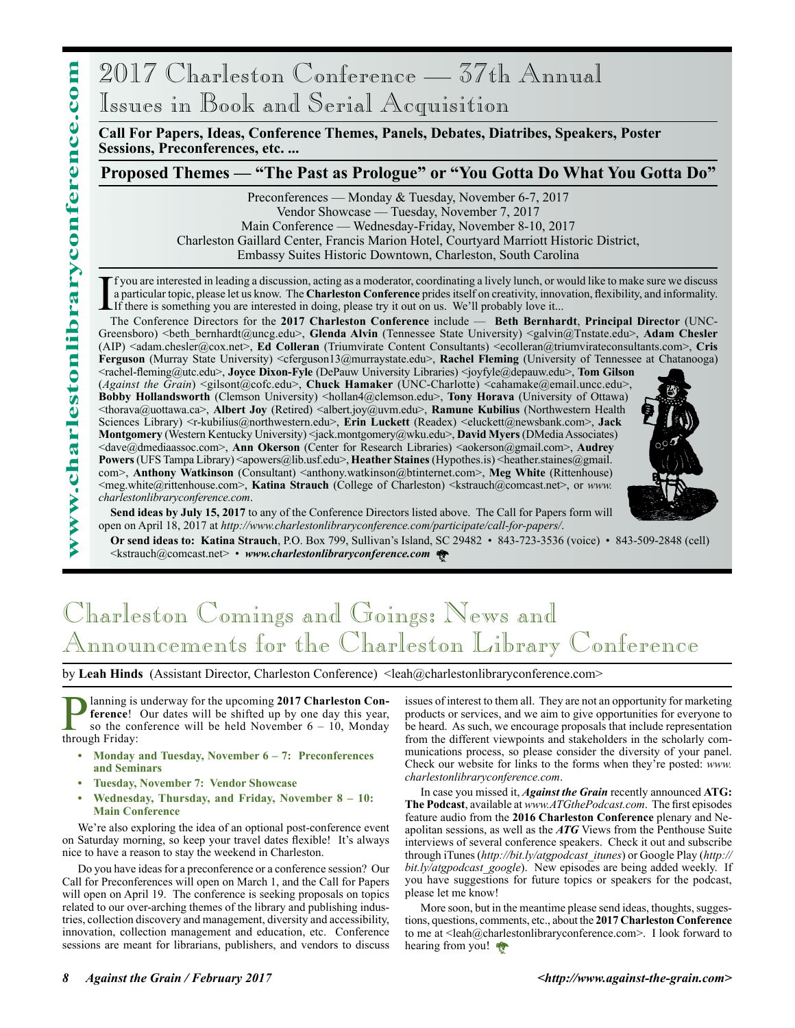# 2017 Charleston Conference — 37th Annual Issues in Book and Serial Acquisition

**Call For Papers, Ideas, Conference Themes, Panels, Debates, Diatribes, Speakers, Poster Sessions, Preconferences, etc. ...**

## Proposed Themes — "The Past as Prologue" or "You Gotta Do What You Gotta Do"

Preconferences — Monday & Tuesday, November 6-7, 2017
Vendor Showcase — Tuesday, November 7, 2017
Main Conference — Wednesday-Friday, November 8-10, 2017
Charleston Gaillard Center, Francis Marion Hotel, Courtyard Marriott Historic District, Embassy Suites Historic Downtown, Charleston, South Carolina

If you are interested in leading a discussion, acting as a moderator, coordinating a lively lunch, or would like to make sure we discuss a particular topic, please let us know. The **Charleston Conference** prides itself on creativity, innovation, flexibility, and informality. If there is something you are interested in doing, please try it out on us. We'll probably love it...

The Conference Directors for the **2017 Charleston Conference** include — **Beth Bernhardt**, **Principal Director** (UNC-Greensboro) <beth_bernhardt@uncg.edu>, **Glenda Alvin** (Tennessee State University) <galvin@Tnstate.edu>, **Adam Chesler** (AIP) <adam.chesler@cox.net>, **Ed Colleran** (Triumvirate Content Consultants) <ecolleran@triumvirateconsultants.com>, **Cris Ferguson** (Murray State University) <cferguson13@murraystate.edu>, **Rachel Fleming** (University of Tennessee at Chatanooga) <rachel-fleming@utc.edu>, **Joyce Dixon-Fyle** (DePauw University Libraries) <joyfyle@depauw.edu>, **Tom Gilson** (*Against the Grain*) <gilsont@cofc.edu>, **Chuck Hamaker** (UNC-Charlotte) <cahamake@email.uncc.edu>, **Bobby Hollandsworth** (Clemson University) <hollan4@clemson.edu>, **Tony Horava** (University of Ottawa) <thorava@uottawa.ca>, **Albert Joy** (Retired) <albert.joy@uvm.edu>, **Ramune Kubilius** (Northwestern Health Sciences Library) <r-kubilius@northwestern.edu>, **Erin Luckett** (Readex) <eluckett@newsbank.com>, **Jack Montgomery** (Western Kentucky University) <jack.montgomery@wku.edu>, **David Myers** (DMedia Associates) <dave@dmediaassoc.com>, **Ann Okerson** (Center for Research Libraries) <aokerson@gmail.com>, **Audrey Powers** (UFS Tampa Library) <apowers@lib.usf.edu>, **Heather Staines** (Hypothes.is) <heather.staines@gmail.com>, **Anthony Watkinson** (Consultant) <anthony.watkinson@btinternet.com>, **Meg White** (Rittenhouse) <meg.white@rittenhouse.com>, **Katina Strauch** (College of Charleston) <kstrauch@comcast.net>, or *www.charlestonlibraryconference.com*.

**Send ideas by July 15, 2017** to any of the Conference Directors listed above. The Call for Papers form will open on April 18, 2017 at *http://www.charlestonlibraryconference.com/participate/call-for-papers/*.

**Or send ideas to: Katina Strauch**, P.O. Box 799, Sullivan's Island, SC 29482 • 843-723-3536 (voice) • 843-509-2848 (cell) <kstrauch@comcast.net> • ***www.charlestonlibraryconference.com***

# Charleston Comings and Goings: News and Announcements for the Charleston Library Conference

by **Leah Hinds** (Assistant Director, Charleston Conference) <leah@charlestonlibraryconference.com>

Planning is underway for the upcoming **2017 Charleston Conference**! Our dates will be shifted up by one day this year, so the conference will be held November 6 – 10, Monday through Friday:

- **Monday and Tuesday, November 6 – 7: Preconferences and Seminars**
- **Tuesday, November 7: Vendor Showcase**
- **Wednesday, Thursday, and Friday, November 8 – 10: Main Conference**

We're also exploring the idea of an optional post-conference event on Saturday morning, so keep your travel dates flexible! It's always nice to have a reason to stay the weekend in Charleston.

Do you have ideas for a preconference or a conference session? Our Call for Preconferences will open on March 1, and the Call for Papers will open on April 19. The conference is seeking proposals on topics related to our over-arching themes of the library and publishing industries, collection discovery and management, diversity and accessibility, innovation, collection management and education, etc. Conference sessions are meant for librarians, publishers, and vendors to discuss issues of interest to them all. They are not an opportunity for marketing products or services, and we aim to give opportunities for everyone to be heard. As such, we encourage proposals that include representation from the different viewpoints and stakeholders in the scholarly communications process, so please consider the diversity of your panel. Check our website for links to the forms when they're posted: *www.charlestonlibraryconference.com*.

In case you missed it, ***Against the Grain*** recently announced **ATG: The Podcast**, available at *www.ATGthePodcast.com*. The first episodes feature audio from the **2016 Charleston Conference** plenary and Neapolitan sessions, as well as the ***ATG*** Views from the Penthouse Suite interviews of several conference speakers. Check it out and subscribe through iTunes (*http://bit.ly/atgpodcast_itunes*) or Google Play (*http://bit.ly/atgpodcast_google*). New episodes are being added weekly. If you have suggestions for future topics or speakers for the podcast, please let me know!

More soon, but in the meantime please send ideas, thoughts, suggestions, questions, comments, etc., about the **2017 Charleston Conference** to me at <leah@charlestonlibraryconference.com>. I look forward to hearing from you!